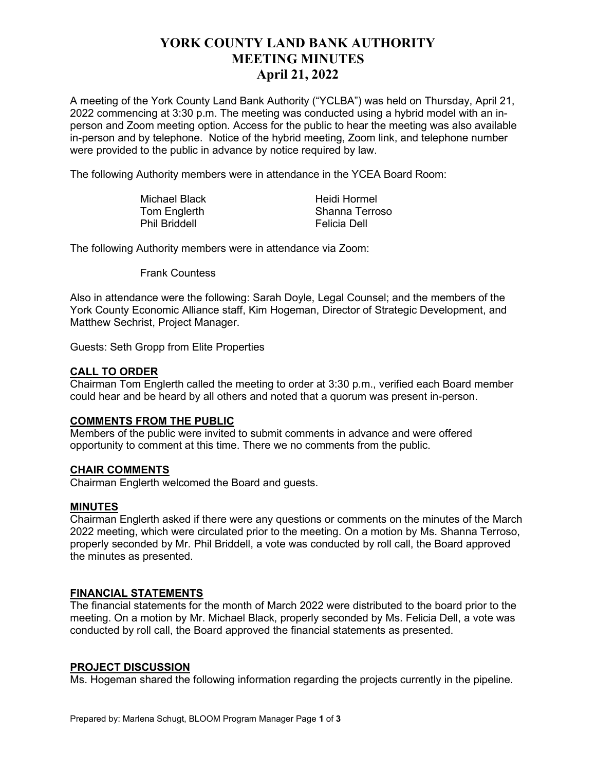# YORK COUNTY LAND BANK AUTHORITY
# MEETING MINUTES
# April 21, 2022

A meeting of the York County Land Bank Authority ("YCLBA") was held on Thursday, April 21, 2022 commencing at 3:30 p.m. The meeting was conducted using a hybrid model with an in-person and Zoom meeting option. Access for the public to hear the meeting was also available in-person and by telephone. Notice of the hybrid meeting, Zoom link, and telephone number were provided to the public in advance by notice required by law.

The following Authority members were in attendance in the YCEA Board Room:

| | |
|---|---|
| Michael Black | Heidi Hormel |
| Tom Englerth | Shanna Terroso |
| Phil Briddell | Felicia Dell |

The following Authority members were in attendance via Zoom:

Frank Countess

Also in attendance were the following: Sarah Doyle, Legal Counsel; and the members of the York County Economic Alliance staff, Kim Hogeman, Director of Strategic Development, and Matthew Sechrist, Project Manager.

Guests: Seth Gropp from Elite Properties

## CALL TO ORDER

Chairman Tom Englerth called the meeting to order at 3:30 p.m., verified each Board member could hear and be heard by all others and noted that a quorum was present in-person.

## COMMENTS FROM THE PUBLIC

Members of the public were invited to submit comments in advance and were offered opportunity to comment at this time. There we no comments from the public.

## CHAIR COMMENTS

Chairman Englerth welcomed the Board and guests.

## MINUTES

Chairman Englerth asked if there were any questions or comments on the minutes of the March 2022 meeting, which were circulated prior to the meeting. On a motion by Ms. Shanna Terroso, properly seconded by Mr. Phil Briddell, a vote was conducted by roll call, the Board approved the minutes as presented.

## FINANCIAL STATEMENTS

The financial statements for the month of March 2022 were distributed to the board prior to the meeting. On a motion by Mr. Michael Black, properly seconded by Ms. Felicia Dell, a vote was conducted by roll call, the Board approved the financial statements as presented.

## PROJECT DISCUSSION

Ms. Hogeman shared the following information regarding the projects currently in the pipeline.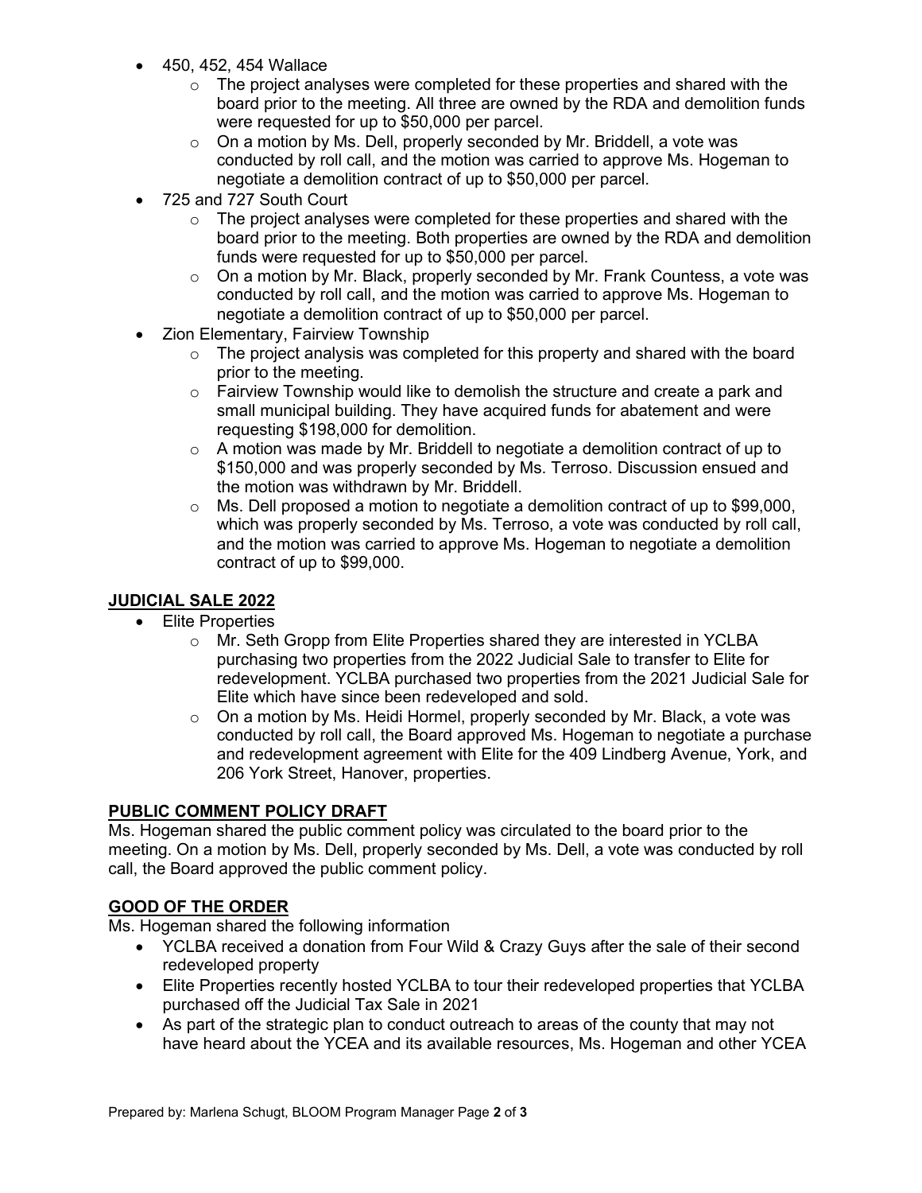- 450, 452, 454 Wallace
    - The project analyses were completed for these properties and shared with the board prior to the meeting. All three are owned by the RDA and demolition funds were requested for up to $50,000 per parcel.
    - On a motion by Ms. Dell, properly seconded by Mr. Briddell, a vote was conducted by roll call, and the motion was carried to approve Ms. Hogeman to negotiate a demolition contract of up to $50,000 per parcel.
- 725 and 727 South Court
    - The project analyses were completed for these properties and shared with the board prior to the meeting. Both properties are owned by the RDA and demolition funds were requested for up to $50,000 per parcel.
    - On a motion by Mr. Black, properly seconded by Mr. Frank Countess, a vote was conducted by roll call, and the motion was carried to approve Ms. Hogeman to negotiate a demolition contract of up to $50,000 per parcel.
- Zion Elementary, Fairview Township
    - The project analysis was completed for this property and shared with the board prior to the meeting.
    - Fairview Township would like to demolish the structure and create a park and small municipal building. They have acquired funds for abatement and were requesting $198,000 for demolition.
    - A motion was made by Mr. Briddell to negotiate a demolition contract of up to $150,000 and was properly seconded by Ms. Terroso. Discussion ensued and the motion was withdrawn by Mr. Briddell.
    - Ms. Dell proposed a motion to negotiate a demolition contract of up to $99,000, which was properly seconded by Ms. Terroso, a vote was conducted by roll call, and the motion was carried to approve Ms. Hogeman to negotiate a demolition contract of up to $99,000.

## JUDICIAL SALE 2022

- Elite Properties
    - Mr. Seth Gropp from Elite Properties shared they are interested in YCLBA purchasing two properties from the 2022 Judicial Sale to transfer to Elite for redevelopment. YCLBA purchased two properties from the 2021 Judicial Sale for Elite which have since been redeveloped and sold.
    - On a motion by Ms. Heidi Hormel, properly seconded by Mr. Black, a vote was conducted by roll call, the Board approved Ms. Hogeman to negotiate a purchase and redevelopment agreement with Elite for the 409 Lindberg Avenue, York, and 206 York Street, Hanover, properties.

## PUBLIC COMMENT POLICY DRAFT

Ms. Hogeman shared the public comment policy was circulated to the board prior to the meeting. On a motion by Ms. Dell, properly seconded by Ms. Dell, a vote was conducted by roll call, the Board approved the public comment policy.

## GOOD OF THE ORDER

Ms. Hogeman shared the following information

- YCLBA received a donation from Four Wild & Crazy Guys after the sale of their second redeveloped property
- Elite Properties recently hosted YCLBA to tour their redeveloped properties that YCLBA purchased off the Judicial Tax Sale in 2021
- As part of the strategic plan to conduct outreach to areas of the county that may not have heard about the YCEA and its available resources, Ms. Hogeman and other YCEA

Prepared by: Marlena Schugt, BLOOM Program Manager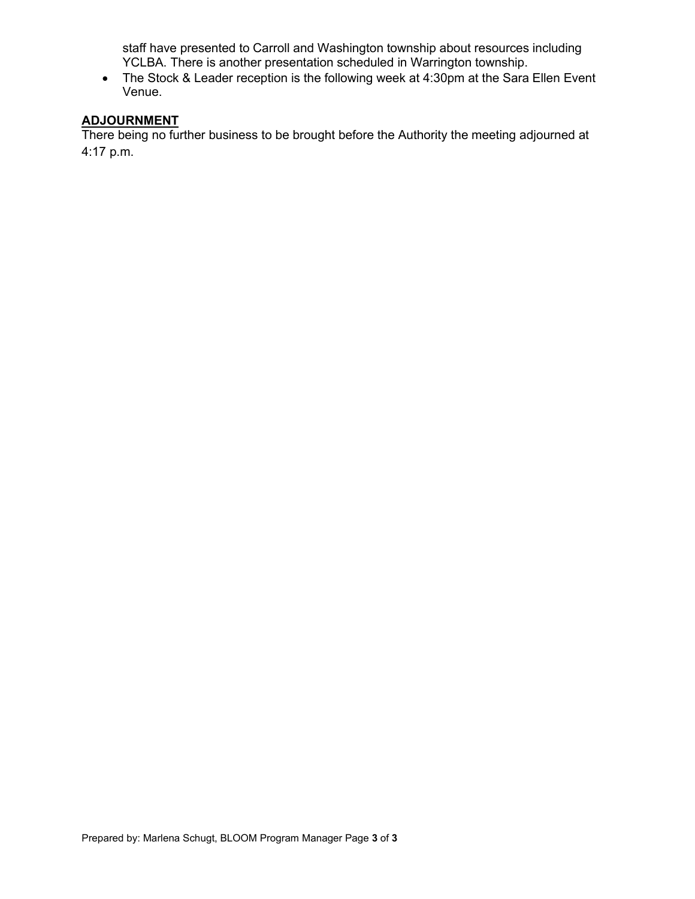staff have presented to Carroll and Washington township about resources including YCLBA. There is another presentation scheduled in Warrington township.

- The Stock & Leader reception is the following week at 4:30pm at the Sara Ellen Event Venue.

**ADJOURNMENT**

There being no further business to be brought before the Authority the meeting adjourned at 4:17 p.m.

Prepared by: Marlena Schugt, BLOOM Program Manager